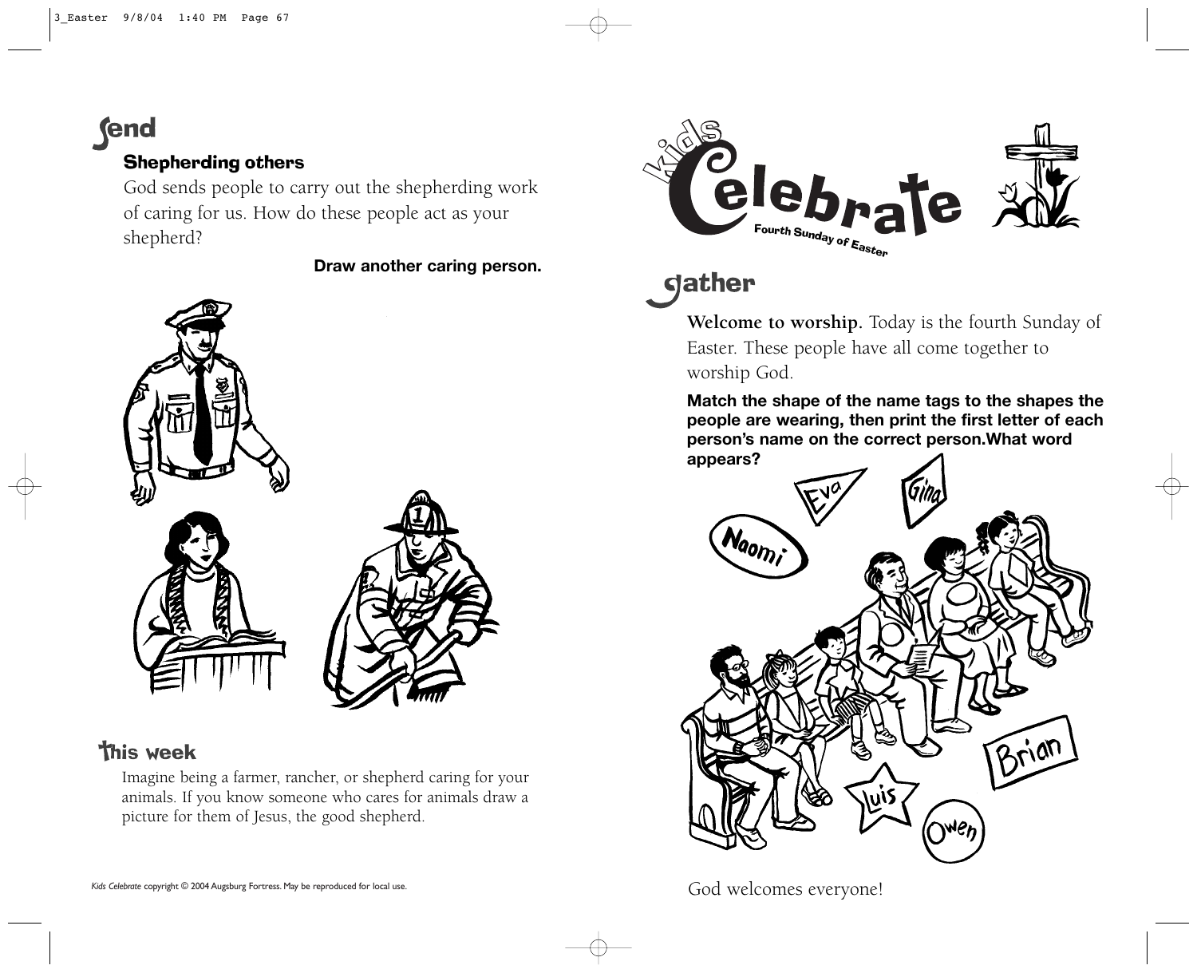## Send

### Shepherding others

God sends people to carry out the shepherding work of caring for us. How do these people act as your shepherd?

**Draw another caring person.**

## This week

Imagine being a farmer, rancher, or shepherd caring for your animals. If you know someone who cares for animals draw a picture for them of Jesus, the good shepherd.

*Kids Celebrate* copyright © 2004 Augsburg Fortress. May be reproduced for local use.

# Kids Celebrate

Fourth Sunday of Easter

## Gather

**Welcome to worship.** Today is the fourth Sunday of Easter. These people have all come together to worship God.

**Match the shape of the name tags to the shapes the people are wearing, then print the first letter of each person's name on the correct person.What word appears?**

Eva

Gina

Naomi

Brian

Luis

Owen

God welcomes everyone!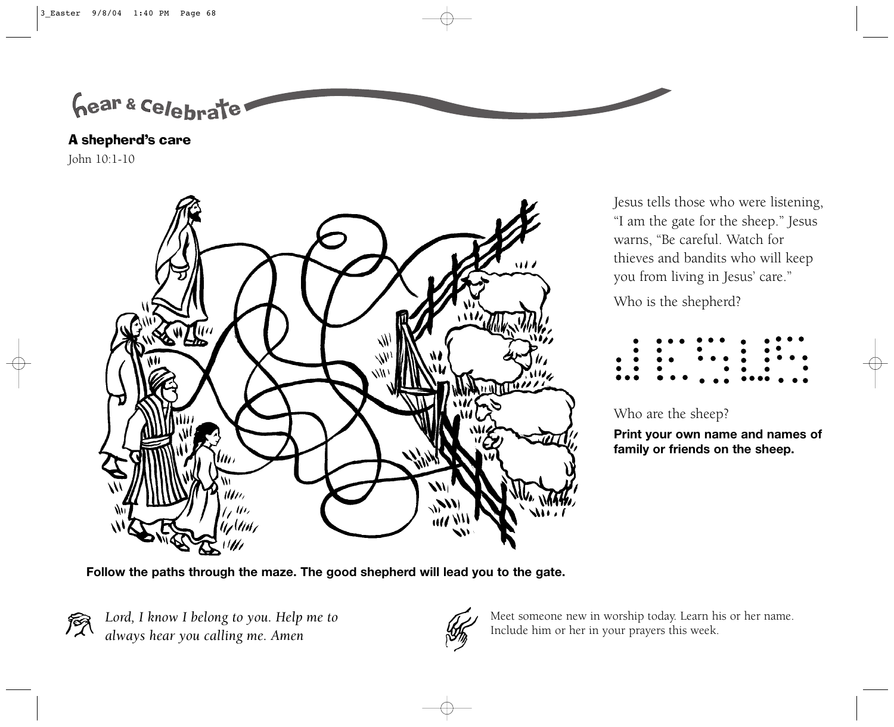## hear & celebrate

### A shepherd's care

John 10:1-10

Jesus tells those who were listening, "I am the gate for the sheep." Jesus warns, "Be careful. Watch for thieves and bandits who will keep you from living in Jesus' care."

Who is the shepherd?

JESUS

Who are the sheep?

**Print your own name and names of family or friends on the sheep.**

**Follow the paths through the maze. The good shepherd will lead you to the gate.**

*Lord, I know I belong to you. Help me to always hear you calling me. Amen*

Meet someone new in worship today. Learn his or her name. Include him or her in your prayers this week.